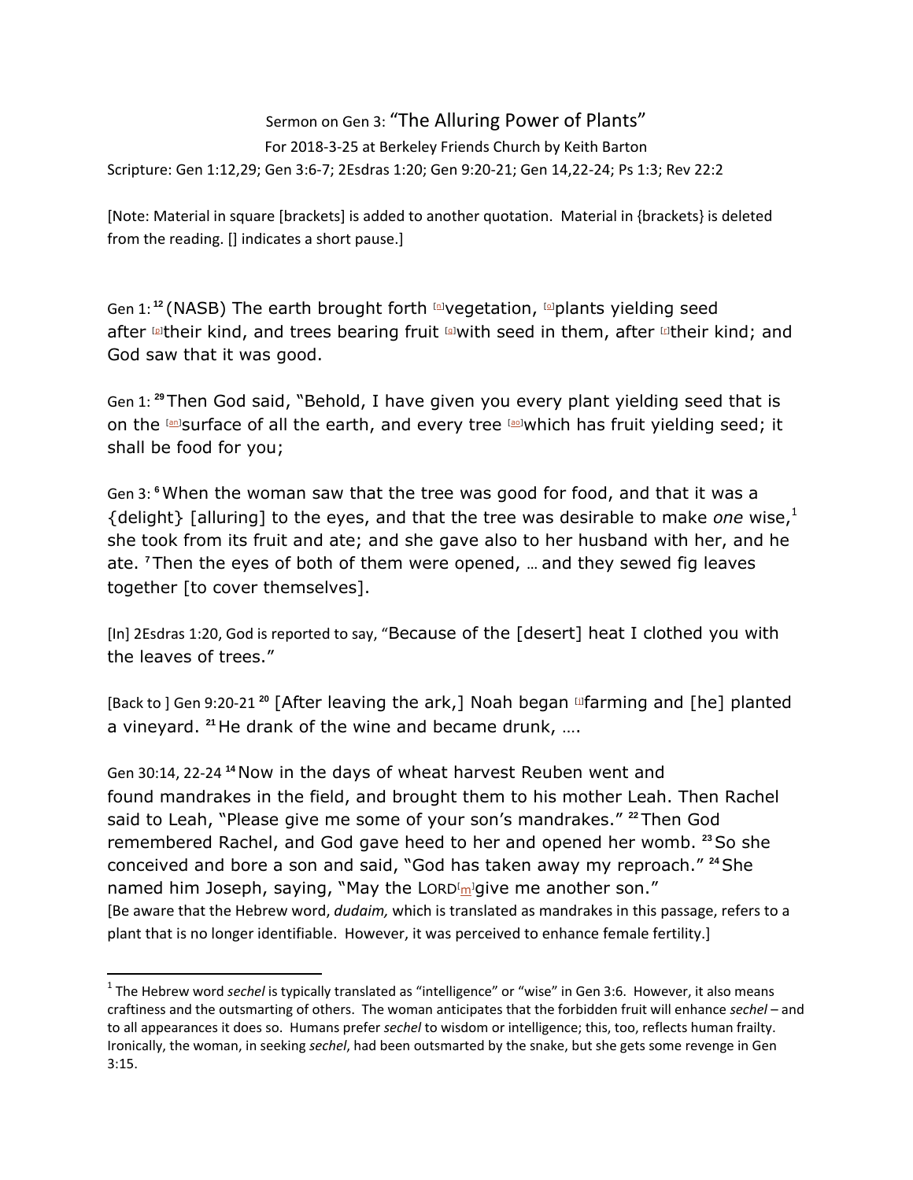Sermon on Gen 3: "The Alluring Power of Plants"

For 2018-3-25 at Berkeley Friends Church by Keith Barton

Scripture: Gen 1:12,29; Gen 3:6-7; 2Esdras 1:20; Gen 9:20-21; Gen 14,22-24; Ps 1:3; Rev 22:2

[Note: Material in square [brackets] is added to another quotation. Material in {brackets} is deleted from the reading. [] indicates a short pause.]

Gen 1: **12** (NASB) The earth brought forth [n]vegetation, [o]plants yielding seed after [p]their kind, and trees bearing fruit [q]with seed in them, after [r]their kind; and God saw that it was good.

Gen 1: **29** Then God said, "Behold, I have given you every plant yielding seed that is on the [an]surface of all the earth, and every tree [ao]which has fruit yielding seed; it shall be food for you;

Gen 3: **6** When the woman saw that the tree was good for food, and that it was a {delight} [alluring] to the eyes, and that the tree was desirable to make *one* wise,[1] she took from its fruit and ate; and she gave also to her husband with her, and he ate. **7** Then the eyes of both of them were opened, … and they sewed fig leaves together [to cover themselves].

[In] 2Esdras 1:20, God is reported to say, "Because of the [desert] heat I clothed you with the leaves of trees."

[Back to ] Gen 9:20-21 **20** [After leaving the ark,] Noah began [l]farming and [he] planted a vineyard. **21** He drank of the wine and became drunk, ….

Gen 30:14, 22-24 **14** Now in the days of wheat harvest Reuben went and found mandrakes in the field, and brought them to his mother Leah. Then Rachel said to Leah, "Please give me some of your son's mandrakes." **22** Then God remembered Rachel, and God gave heed to her and opened her womb. **23** So she conceived and bore a son and said, "God has taken away my reproach." **24** She named him Joseph, saying, "May the LORD[m] give me another son."

[Be aware that the Hebrew word, *dudaim,* which is translated as mandrakes in this passage, refers to a plant that is no longer identifiable. However, it was perceived to enhance female fertility.]

---

[1] The Hebrew word *sechel* is typically translated as "intelligence" or "wise" in Gen 3:6. However, it also means craftiness and the outsmarting of others. The woman anticipates that the forbidden fruit will enhance *sechel* – and to all appearances it does so. Humans prefer *sechel* to wisdom or intelligence; this, too, reflects human frailty. Ironically, the woman, in seeking *sechel*, had been outsmarted by the snake, but she gets some revenge in Gen 3:15.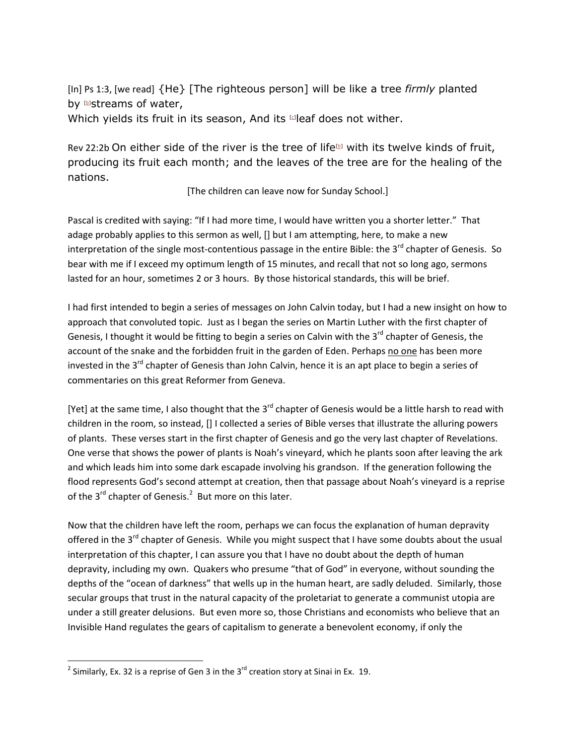[In] Ps 1:3, [we read] {He} [The righteous person] will be like a tree *firmly* planted by [b]streams of water,
Which yields its fruit in its season, And its [c]leaf does not wither.

Rev 22:2b On either side of the river is the tree of life[b] with its twelve kinds of fruit, producing its fruit each month; and the leaves of the tree are for the healing of the nations.

[The children can leave now for Sunday School.]

Pascal is credited with saying: "If I had more time, I would have written you a shorter letter." That adage probably applies to this sermon as well, [] but I am attempting, here, to make a new interpretation of the single most-contentious passage in the entire Bible: the 3rd chapter of Genesis. So bear with me if I exceed my optimum length of 15 minutes, and recall that not so long ago, sermons lasted for an hour, sometimes 2 or 3 hours. By those historical standards, this will be brief.

I had first intended to begin a series of messages on John Calvin today, but I had a new insight on how to approach that convoluted topic. Just as I began the series on Martin Luther with the first chapter of Genesis, I thought it would be fitting to begin a series on Calvin with the 3rd chapter of Genesis, the account of the snake and the forbidden fruit in the garden of Eden. Perhaps no one has been more invested in the 3rd chapter of Genesis than John Calvin, hence it is an apt place to begin a series of commentaries on this great Reformer from Geneva.

[Yet] at the same time, I also thought that the 3rd chapter of Genesis would be a little harsh to read with children in the room, so instead, [] I collected a series of Bible verses that illustrate the alluring powers of plants. These verses start in the first chapter of Genesis and go the very last chapter of Revelations. One verse that shows the power of plants is Noah's vineyard, which he plants soon after leaving the ark and which leads him into some dark escapade involving his grandson. If the generation following the flood represents God's second attempt at creation, then that passage about Noah's vineyard is a reprise of the 3rd chapter of Genesis.[2] But more on this later.

Now that the children have left the room, perhaps we can focus the explanation of human depravity offered in the 3rd chapter of Genesis. While you might suspect that I have some doubts about the usual interpretation of this chapter, I can assure you that I have no doubt about the depth of human depravity, including my own. Quakers who presume "that of God" in everyone, without sounding the depths of the "ocean of darkness" that wells up in the human heart, are sadly deluded. Similarly, those secular groups that trust in the natural capacity of the proletariat to generate a communist utopia are under a still greater delusions. But even more so, those Christians and economists who believe that an Invisible Hand regulates the gears of capitalism to generate a benevolent economy, if only the

[2] Similarly, Ex. 32 is a reprise of Gen 3 in the 3rd creation story at Sinai in Ex. 19.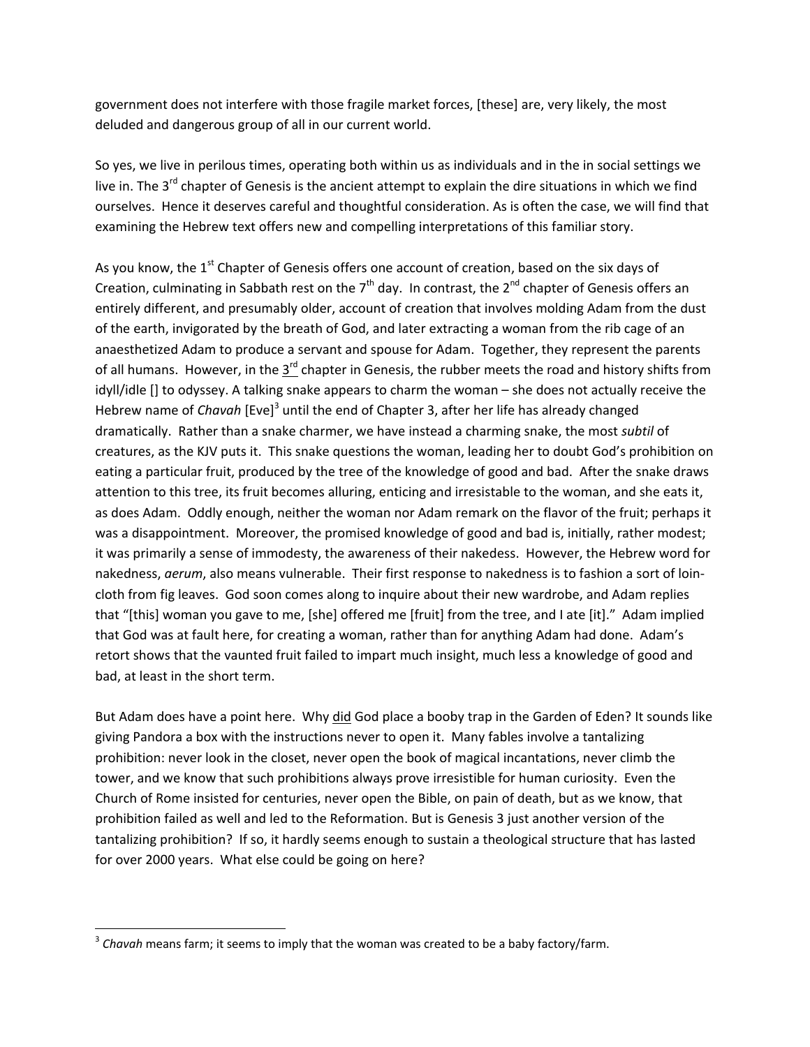government does not interfere with those fragile market forces, [these] are, very likely, the most deluded and dangerous group of all in our current world.

So yes, we live in perilous times, operating both within us as individuals and in the in social settings we live in. The 3rd chapter of Genesis is the ancient attempt to explain the dire situations in which we find ourselves. Hence it deserves careful and thoughtful consideration. As is often the case, we will find that examining the Hebrew text offers new and compelling interpretations of this familiar story.

As you know, the 1st Chapter of Genesis offers one account of creation, based on the six days of Creation, culminating in Sabbath rest on the 7th day. In contrast, the 2nd chapter of Genesis offers an entirely different, and presumably older, account of creation that involves molding Adam from the dust of the earth, invigorated by the breath of God, and later extracting a woman from the rib cage of an anaesthetized Adam to produce a servant and spouse for Adam. Together, they represent the parents of all humans. However, in the 3rd chapter in Genesis, the rubber meets the road and history shifts from idyll/idle [] to odyssey. A talking snake appears to charm the woman – she does not actually receive the Hebrew name of *Chavah* [Eve][3] until the end of Chapter 3, after her life has already changed dramatically. Rather than a snake charmer, we have instead a charming snake, the most *subtil* of creatures, as the KJV puts it. This snake questions the woman, leading her to doubt God's prohibition on eating a particular fruit, produced by the tree of the knowledge of good and bad. After the snake draws attention to this tree, its fruit becomes alluring, enticing and irresistable to the woman, and she eats it, as does Adam. Oddly enough, neither the woman nor Adam remark on the flavor of the fruit; perhaps it was a disappointment. Moreover, the promised knowledge of good and bad is, initially, rather modest; it was primarily a sense of immodesty, the awareness of their nakedess. However, the Hebrew word for nakedness, *aerum*, also means vulnerable. Their first response to nakedness is to fashion a sort of loin-cloth from fig leaves. God soon comes along to inquire about their new wardrobe, and Adam replies that "[this] woman you gave to me, [she] offered me [fruit] from the tree, and I ate [it]." Adam implied that God was at fault here, for creating a woman, rather than for anything Adam had done. Adam's retort shows that the vaunted fruit failed to impart much insight, much less a knowledge of good and bad, at least in the short term.

But Adam does have a point here. Why did God place a booby trap in the Garden of Eden? It sounds like giving Pandora a box with the instructions never to open it. Many fables involve a tantalizing prohibition: never look in the closet, never open the book of magical incantations, never climb the tower, and we know that such prohibitions always prove irresistible for human curiosity. Even the Church of Rome insisted for centuries, never open the Bible, on pain of death, but as we know, that prohibition failed as well and led to the Reformation. But is Genesis 3 just another version of the tantalizing prohibition? If so, it hardly seems enough to sustain a theological structure that has lasted for over 2000 years. What else could be going on here?

---

[3] *Chavah* means farm; it seems to imply that the woman was created to be a baby factory/farm.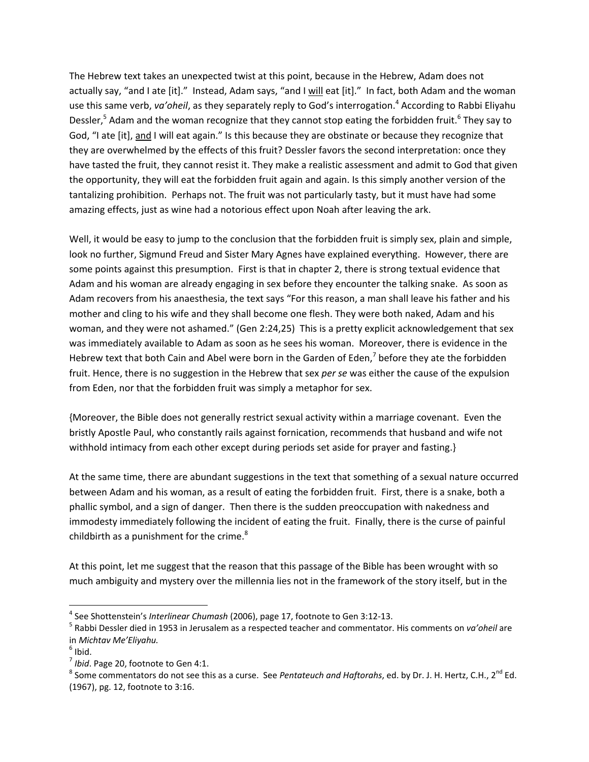The Hebrew text takes an unexpected twist at this point, because in the Hebrew, Adam does not actually say, "and I ate [it]." Instead, Adam says, "and I <u>will</u> eat [it]." In fact, both Adam and the woman use this same verb, *va'oheil*, as they separately reply to God's interrogation.[4] According to Rabbi Eliyahu Dessler,[5] Adam and the woman recognize that they cannot stop eating the forbidden fruit.[6] They say to God, "I ate [it], <u>and</u> I will eat again." Is this because they are obstinate or because they recognize that they are overwhelmed by the effects of this fruit? Dessler favors the second interpretation: once they have tasted the fruit, they cannot resist it. They make a realistic assessment and admit to God that given the opportunity, they will eat the forbidden fruit again and again. Is this simply another version of the tantalizing prohibition. Perhaps not. The fruit was not particularly tasty, but it must have had some amazing effects, just as wine had a notorious effect upon Noah after leaving the ark.

Well, it would be easy to jump to the conclusion that the forbidden fruit is simply sex, plain and simple, look no further, Sigmund Freud and Sister Mary Agnes have explained everything. However, there are some points against this presumption. First is that in chapter 2, there is strong textual evidence that Adam and his woman are already engaging in sex before they encounter the talking snake. As soon as Adam recovers from his anaesthesia, the text says "For this reason, a man shall leave his father and his mother and cling to his wife and they shall become one flesh. They were both naked, Adam and his woman, and they were not ashamed." (Gen 2:24,25) This is a pretty explicit acknowledgement that sex was immediately available to Adam as soon as he sees his woman. Moreover, there is evidence in the Hebrew text that both Cain and Abel were born in the Garden of Eden,[7] before they ate the forbidden fruit. Hence, there is no suggestion in the Hebrew that sex *per se* was either the cause of the expulsion from Eden, nor that the forbidden fruit was simply a metaphor for sex.

{Moreover, the Bible does not generally restrict sexual activity within a marriage covenant. Even the bristly Apostle Paul, who constantly rails against fornication, recommends that husband and wife not withhold intimacy from each other except during periods set aside for prayer and fasting.}

At the same time, there are abundant suggestions in the text that something of a sexual nature occurred between Adam and his woman, as a result of eating the forbidden fruit. First, there is a snake, both a phallic symbol, and a sign of danger. Then there is the sudden preoccupation with nakedness and immodesty immediately following the incident of eating the fruit. Finally, there is the curse of painful childbirth as a punishment for the crime.[8]

At this point, let me suggest that the reason that this passage of the Bible has been wrought with so much ambiguity and mystery over the millennia lies not in the framework of the story itself, but in the

---

[4] See Shottenstein's *Interlinear Chumash* (2006), page 17, footnote to Gen 3:12-13.

[5] Rabbi Dessler died in 1953 in Jerusalem as a respected teacher and commentator. His comments on *va'oheil* are in *Michtav Me'Eliyahu.*

[6] Ibid.

[7] *Ibid*. Page 20, footnote to Gen 4:1.

[8] Some commentators do not see this as a curse. See *Pentateuch and Haftorahs*, ed. by Dr. J. H. Hertz, C.H., 2nd Ed. (1967), pg. 12, footnote to 3:16.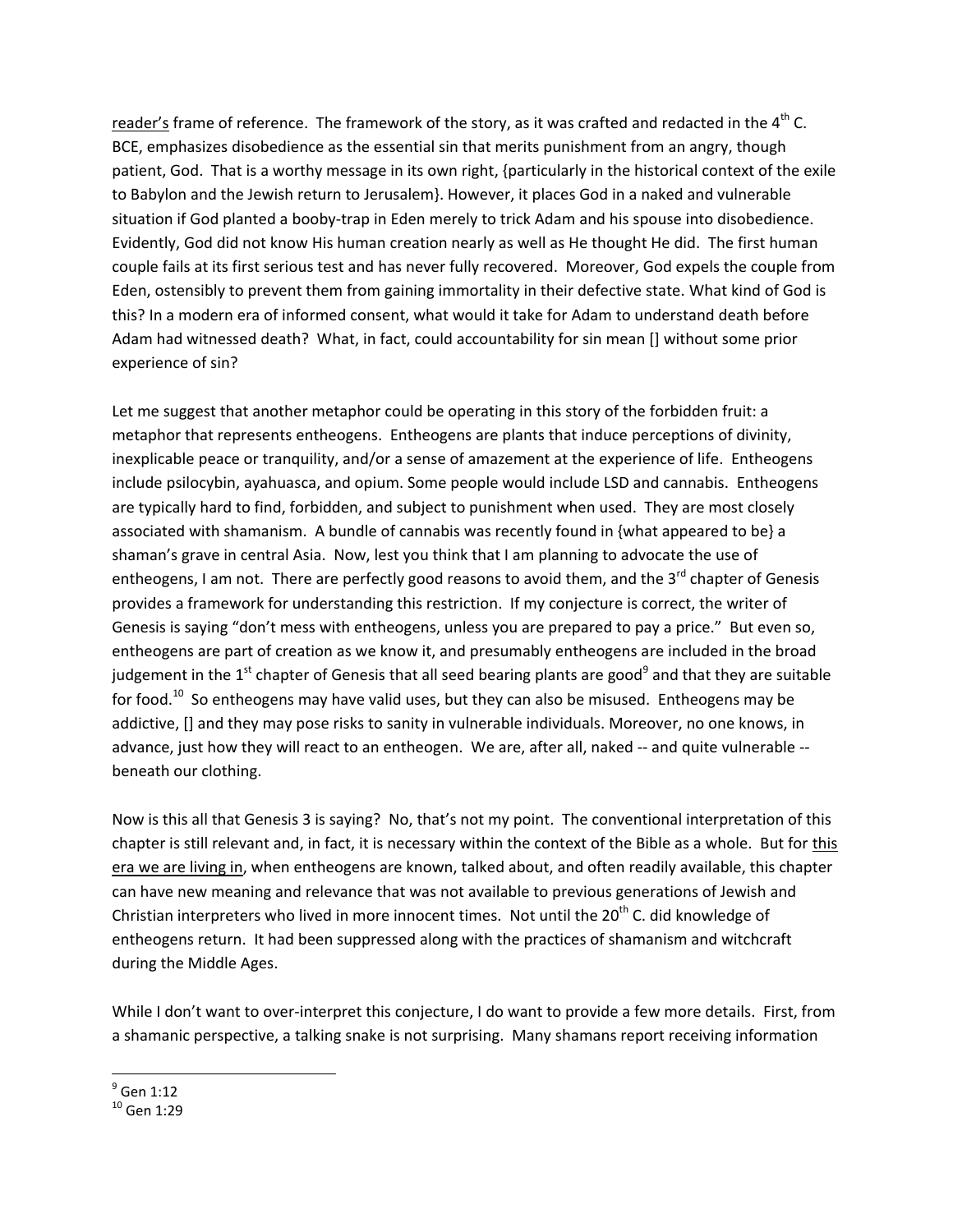<u>reader's</u> frame of reference. The framework of the story, as it was crafted and redacted in the 4th C. BCE, emphasizes disobedience as the essential sin that merits punishment from an angry, though patient, God. That is a worthy message in its own right, {particularly in the historical context of the exile to Babylon and the Jewish return to Jerusalem}. However, it places God in a naked and vulnerable situation if God planted a booby-trap in Eden merely to trick Adam and his spouse into disobedience. Evidently, God did not know His human creation nearly as well as He thought He did. The first human couple fails at its first serious test and has never fully recovered. Moreover, God expels the couple from Eden, ostensibly to prevent them from gaining immortality in their defective state. What kind of God is this? In a modern era of informed consent, what would it take for Adam to understand death before Adam had witnessed death? What, in fact, could accountability for sin mean [] without some prior experience of sin?

Let me suggest that another metaphor could be operating in this story of the forbidden fruit: a metaphor that represents entheogens. Entheogens are plants that induce perceptions of divinity, inexplicable peace or tranquility, and/or a sense of amazement at the experience of life. Entheogens include psilocybin, ayahuasca, and opium. Some people would include LSD and cannabis. Entheogens are typically hard to find, forbidden, and subject to punishment when used. They are most closely associated with shamanism. A bundle of cannabis was recently found in {what appeared to be} a shaman's grave in central Asia. Now, lest you think that I am planning to advocate the use of entheogens, I am not. There are perfectly good reasons to avoid them, and the 3rd chapter of Genesis provides a framework for understanding this restriction. If my conjecture is correct, the writer of Genesis is saying "don't mess with entheogens, unless you are prepared to pay a price." But even so, entheogens are part of creation as we know it, and presumably entheogens are included in the broad judgement in the 1st chapter of Genesis that all seed bearing plants are good[9] and that they are suitable for food.[10] So entheogens may have valid uses, but they can also be misused. Entheogens may be addictive, [] and they may pose risks to sanity in vulnerable individuals. Moreover, no one knows, in advance, just how they will react to an entheogen. We are, after all, naked -- and quite vulnerable -- beneath our clothing.

Now is this all that Genesis 3 is saying? No, that's not my point. The conventional interpretation of this chapter is still relevant and, in fact, it is necessary within the context of the Bible as a whole. But for <u>this era we are living in</u>, when entheogens are known, talked about, and often readily available, this chapter can have new meaning and relevance that was not available to previous generations of Jewish and Christian interpreters who lived in more innocent times. Not until the 20th C. did knowledge of entheogens return. It had been suppressed along with the practices of shamanism and witchcraft during the Middle Ages.

While I don't want to over-interpret this conjecture, I do want to provide a few more details. First, from a shamanic perspective, a talking snake is not surprising. Many shamans report receiving information

---

[9] Gen 1:12

[10] Gen 1:29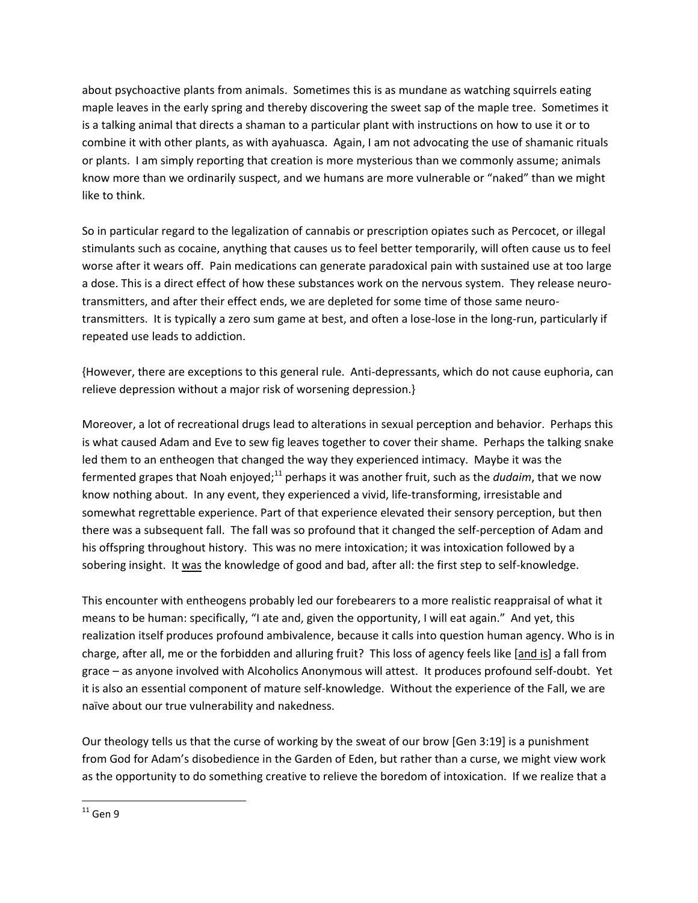about psychoactive plants from animals. Sometimes this is as mundane as watching squirrels eating maple leaves in the early spring and thereby discovering the sweet sap of the maple tree. Sometimes it is a talking animal that directs a shaman to a particular plant with instructions on how to use it or to combine it with other plants, as with ayahuasca. Again, I am not advocating the use of shamanic rituals or plants. I am simply reporting that creation is more mysterious than we commonly assume; animals know more than we ordinarily suspect, and we humans are more vulnerable or "naked" than we might like to think.

So in particular regard to the legalization of cannabis or prescription opiates such as Percocet, or illegal stimulants such as cocaine, anything that causes us to feel better temporarily, will often cause us to feel worse after it wears off. Pain medications can generate paradoxical pain with sustained use at too large a dose. This is a direct effect of how these substances work on the nervous system. They release neuro-transmitters, and after their effect ends, we are depleted for some time of those same neuro-transmitters. It is typically a zero sum game at best, and often a lose-lose in the long-run, particularly if repeated use leads to addiction.

{However, there are exceptions to this general rule. Anti-depressants, which do not cause euphoria, can relieve depression without a major risk of worsening depression.}

Moreover, a lot of recreational drugs lead to alterations in sexual perception and behavior. Perhaps this is what caused Adam and Eve to sew fig leaves together to cover their shame. Perhaps the talking snake led them to an entheogen that changed the way they experienced intimacy. Maybe it was the fermented grapes that Noah enjoyed;[11] perhaps it was another fruit, such as the *dudaim*, that we now know nothing about. In any event, they experienced a vivid, life-transforming, irresistable and somewhat regrettable experience. Part of that experience elevated their sensory perception, but then there was a subsequent fall. The fall was so profound that it changed the self-perception of Adam and his offspring throughout history. This was no mere intoxication; it was intoxication followed by a sobering insight. It <u>was</u> the knowledge of good and bad, after all: the first step to self-knowledge.

This encounter with entheogens probably led our forebearers to a more realistic reappraisal of what it means to be human: specifically, "I ate and, given the opportunity, I will eat again." And yet, this realization itself produces profound ambivalence, because it calls into question human agency. Who is in charge, after all, me or the forbidden and alluring fruit? This loss of agency feels like [<u>and is</u>] a fall from grace – as anyone involved with Alcoholics Anonymous will attest. It produces profound self-doubt. Yet it is also an essential component of mature self-knowledge. Without the experience of the Fall, we are naïve about our true vulnerability and nakedness.

Our theology tells us that the curse of working by the sweat of our brow [Gen 3:19] is a punishment from God for Adam's disobedience in the Garden of Eden, but rather than a curse, we might view work as the opportunity to do something creative to relieve the boredom of intoxication. If we realize that a

---

[11] Gen 9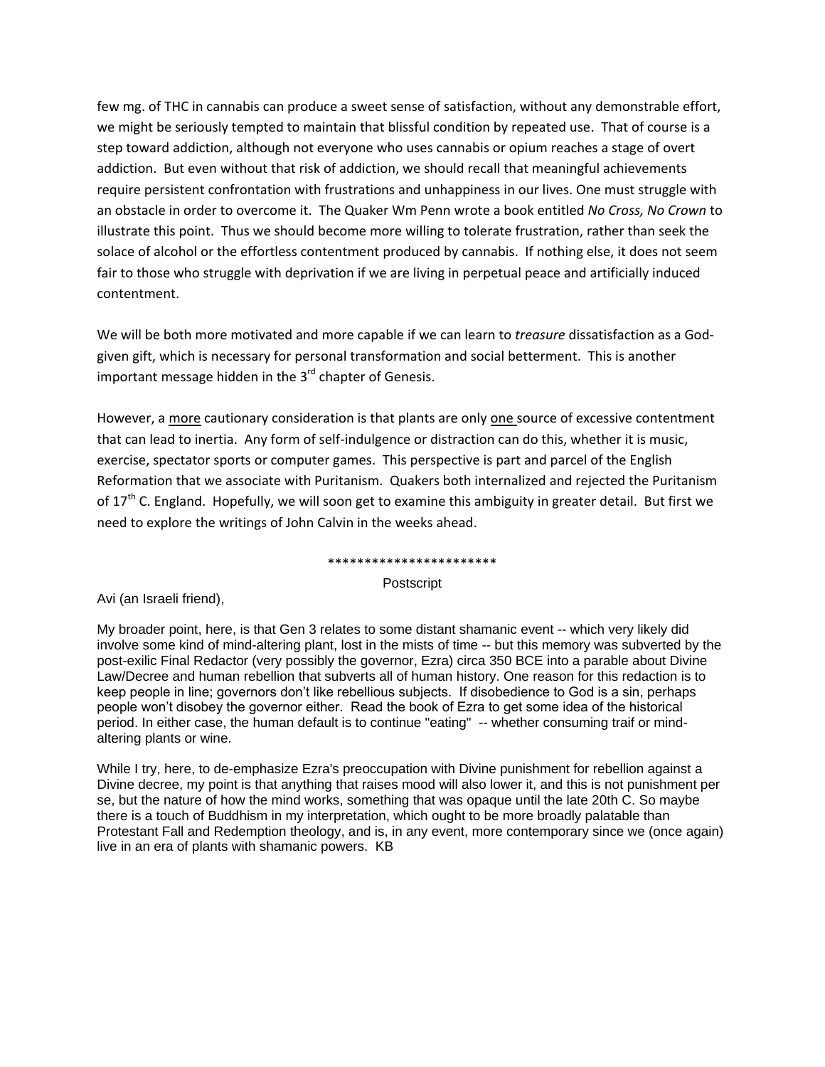few mg. of THC in cannabis can produce a sweet sense of satisfaction, without any demonstrable effort, we might be seriously tempted to maintain that blissful condition by repeated use. That of course is a step toward addiction, although not everyone who uses cannabis or opium reaches a stage of overt addiction. But even without that risk of addiction, we should recall that meaningful achievements require persistent confrontation with frustrations and unhappiness in our lives. One must struggle with an obstacle in order to overcome it. The Quaker Wm Penn wrote a book entitled *No Cross, No Crown* to illustrate this point. Thus we should become more willing to tolerate frustration, rather than seek the solace of alcohol or the effortless contentment produced by cannabis. If nothing else, it does not seem fair to those who struggle with deprivation if we are living in perpetual peace and artificially induced contentment.

We will be both more motivated and more capable if we can learn to *treasure* dissatisfaction as a God-given gift, which is necessary for personal transformation and social betterment. This is another important message hidden in the 3rd chapter of Genesis.

However, a <u>more</u> cautionary consideration is that plants are only <u>one</u> source of excessive contentment that can lead to inertia. Any form of self-indulgence or distraction can do this, whether it is music, exercise, spectator sports or computer games. This perspective is part and parcel of the English Reformation that we associate with Puritanism. Quakers both internalized and rejected the Puritanism of 17th C. England. Hopefully, we will soon get to examine this ambiguity in greater detail. But first we need to explore the writings of John Calvin in the weeks ahead.

***********************

Postscript

Avi (an Israeli friend),

My broader point, here, is that Gen 3 relates to some distant shamanic event -- which very likely did involve some kind of mind-altering plant, lost in the mists of time -- but this memory was subverted by the post-exilic Final Redactor (very possibly the governor, Ezra) circa 350 BCE into a parable about Divine Law/Decree and human rebellion that subverts all of human history. One reason for this redaction is to keep people in line; governors don't like rebellious subjects. If disobedience to God is a sin, perhaps people won't disobey the governor either. Read the book of Ezra to get some idea of the historical period. In either case, the human default is to continue "eating" -- whether consuming traif or mind-altering plants or wine.

While I try, here, to de-emphasize Ezra's preoccupation with Divine punishment for rebellion against a Divine decree, my point is that anything that raises mood will also lower it, and this is not punishment per se, but the nature of how the mind works, something that was opaque until the late 20th C. So maybe there is a touch of Buddhism in my interpretation, which ought to be more broadly palatable than Protestant Fall and Redemption theology, and is, in any event, more contemporary since we (once again) live in an era of plants with shamanic powers. KB